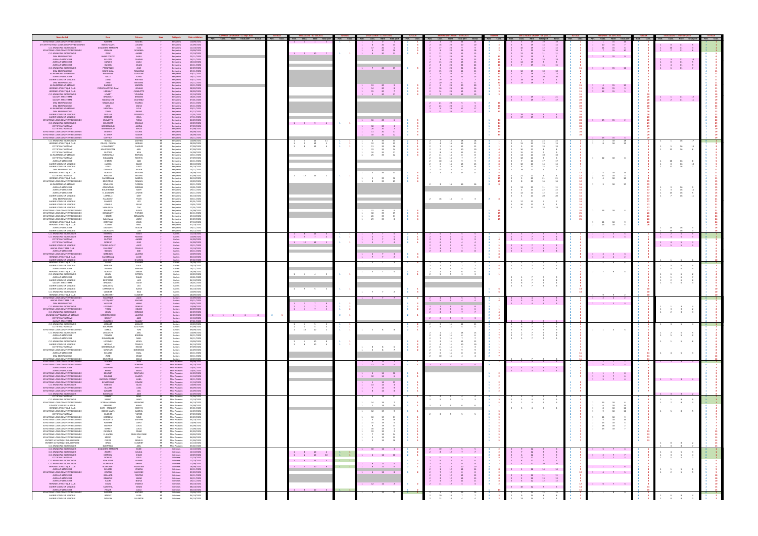| Nom du club | Nom | Prénom | Sexe | Catégorie | Date validation | CAPPELLE LA GRANDE - 12 sept 2021 | | | | | TOTAUX | | ESCAUDAIN - 17 oct 2021 | | | | TOTAUX | | VIEUX CONDE - 11 nov 2021 | | | | TOTAUX | | BEUVRAGES CHAMP - 5 déc 2021 | | | | | TOTAUX | | SIN LE NOBLE CHAMP - 16 janv 22 | | | | | TOTAUX | | HERGNIES - 23 janv 2022 | | | | TOTAUX | | ESCAUDAIN - 13 février 2022 | | | | TOTAUX | |
|---|---|---|---|---|---|---|---|---|---|---|---|---|---|---|---|---|---|---|---|---|---|---|---|---|---|---|---|---|---|---|---|---|---|---|---|---|---|---|---|---|---|---|---|---|---|---|---|---|---|---|---|---|
| | | | | | | Part. | Class. | Nbre | Total perf | Bonus | Part. | Class. | Part. | Class. | Nbre | Total perf | Part. | Class. | Part. | Class. | Nbre | Total perf | Part. | Class. | Part. | Class. | Nbre | Total perf | Bonus | Part. | Class. | Part. | Class. | Nbre | Total perf | Bonus | Part. | Class. | Part. | Class. | Nbre | Total perf | Part. | Class. | Part. | Class. | Nbre | Total perf | Part. | Class. |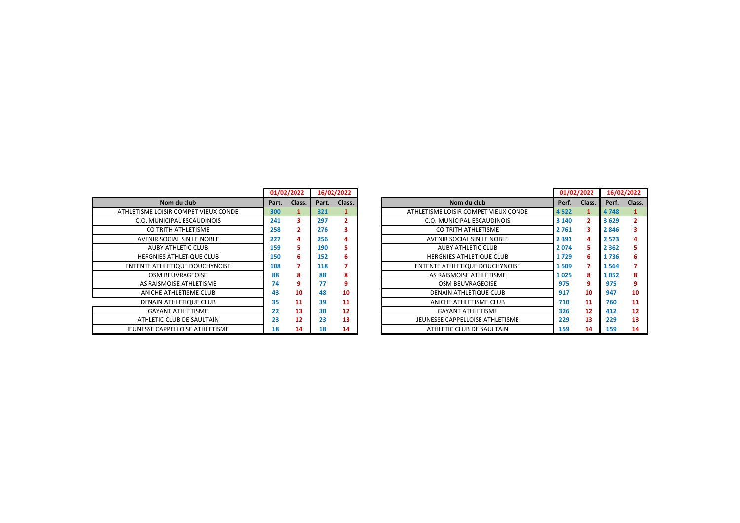| Nom du club | 01/02/2022 | | 16/02/2022 | |
|---|---|---|---|---|
| | Part. | Class. | Part. | Class. |
| ATHLETISME LOISIR COMPET VIEUX CONDE | 300 | 1 | 321 | 1 |
| C.O. MUNICIPAL ESCAUDINOIS | 241 | 3 | 297 | 2 |
| CO TRITH ATHLETISME | 258 | 2 | 276 | 3 |
| AVENIR SOCIAL SIN LE NOBLE | 227 | 4 | 256 | 4 |
| AUBY ATHLETIC CLUB | 159 | 5 | 190 | 5 |
| HERGNIES ATHLETIQUE CLUB | 150 | 6 | 152 | 6 |
| ENTENTE ATHLETIQUE DOUCHYNOISE | 108 | 7 | 118 | 7 |
| OSM BEUVRAGEOISE | 88 | 8 | 88 | 8 |
| AS RAISMOISE ATHLETISME | 74 | 9 | 77 | 9 |
| ANICHE ATHLETISME CLUB | 43 | 10 | 48 | 10 |
| DENAIN ATHLETIQUE CLUB | 35 | 11 | 39 | 11 |
| GAYANT ATHLETISME | 22 | 13 | 30 | 12 |
| ATHLETIC CLUB DE SAULTAIN | 23 | 12 | 23 | 13 |
| JEUNESSE CAPPELLOISE ATHLETISME | 18 | 14 | 18 | 14 |

| Nom du club | 01/02/2022 | | 16/02/2022 | |
|---|---|---|---|---|
| | Perf. | Class. | Perf. | Class. |
| ATHLETISME LOISIR COMPET VIEUX CONDE | 4 522 | 1 | 4 748 | 1 |
| C.O. MUNICIPAL ESCAUDINOIS | 3 140 | 2 | 3 629 | 2 |
| CO TRITH ATHLETISME | 2 761 | 3 | 2 846 | 3 |
| AVENIR SOCIAL SIN LE NOBLE | 2 391 | 4 | 2 573 | 4 |
| AUBY ATHLETIC CLUB | 2 074 | 5 | 2 362 | 5 |
| HERGNIES ATHLETIQUE CLUB | 1 729 | 6 | 1 736 | 6 |
| ENTENTE ATHLETIQUE DOUCHYNOISE | 1 509 | 7 | 1 564 | 7 |
| AS RAISMOISE ATHLETISME | 1 025 | 8 | 1 052 | 8 |
| OSM BEUVRAGEOISE | 975 | 9 | 975 | 9 |
| DENAIN ATHLETIQUE CLUB | 917 | 10 | 947 | 10 |
| ANICHE ATHLETISME CLUB | 710 | 11 | 760 | 11 |
| GAYANT ATHLETISME | 326 | 12 | 412 | 12 |
| JEUNESSE CAPPELLOISE ATHLETISME | 229 | 13 | 229 | 13 |
| ATHLETIC CLUB DE SAULTAIN | 159 | 14 | 159 | 14 |